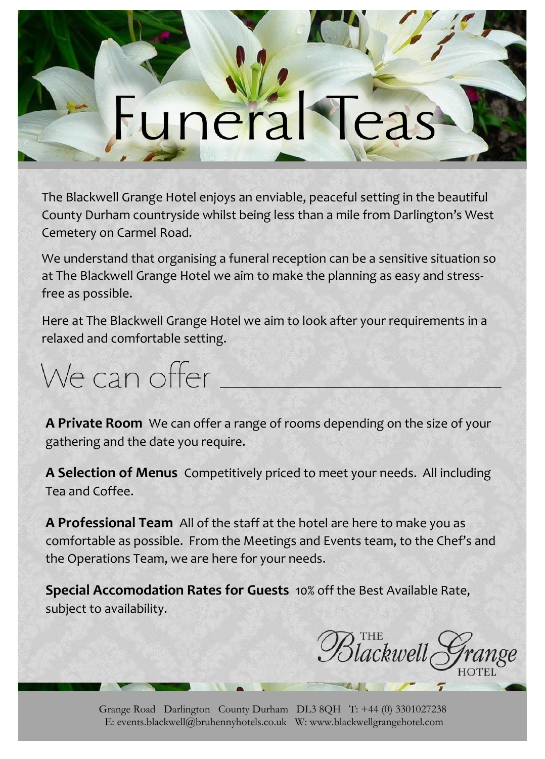# Funeral Teas

The Blackwell Grange Hotel enjoys an enviable, peaceful setting in the beautiful County Durham countryside whilst being less than a mile from Darlington's West Cemetery on Carmel Road.

We understand that organising a funeral reception can be a sensitive situation so at The Blackwell Grange Hotel we aim to make the planning as easy and stress-free as possible.

Here at The Blackwell Grange Hotel we aim to look after your requirements in a relaxed and comfortable setting.

## We can offer

**A Private Room** We can offer a range of rooms depending on the size of your gathering and the date you require.

**A Selection of Menus** Competitively priced to meet your needs. All including Tea and Coffee.

**A Professional Team** All of the staff at the hotel are here to make you as comfortable as possible. From the Meetings and Events team, to the Chef's and the Operations Team, we are here for your needs.

**Special Accomodation Rates for Guests** 10% off the Best Available Rate, subject to availability.

The Blackwell Grange Hotel

Grange Road Darlington County Durham DL3 8QH T: +44 (0) 3301027238
E: events.blackwell@bruhennyhotels.co.uk W: www.blackwellgrangehotel.com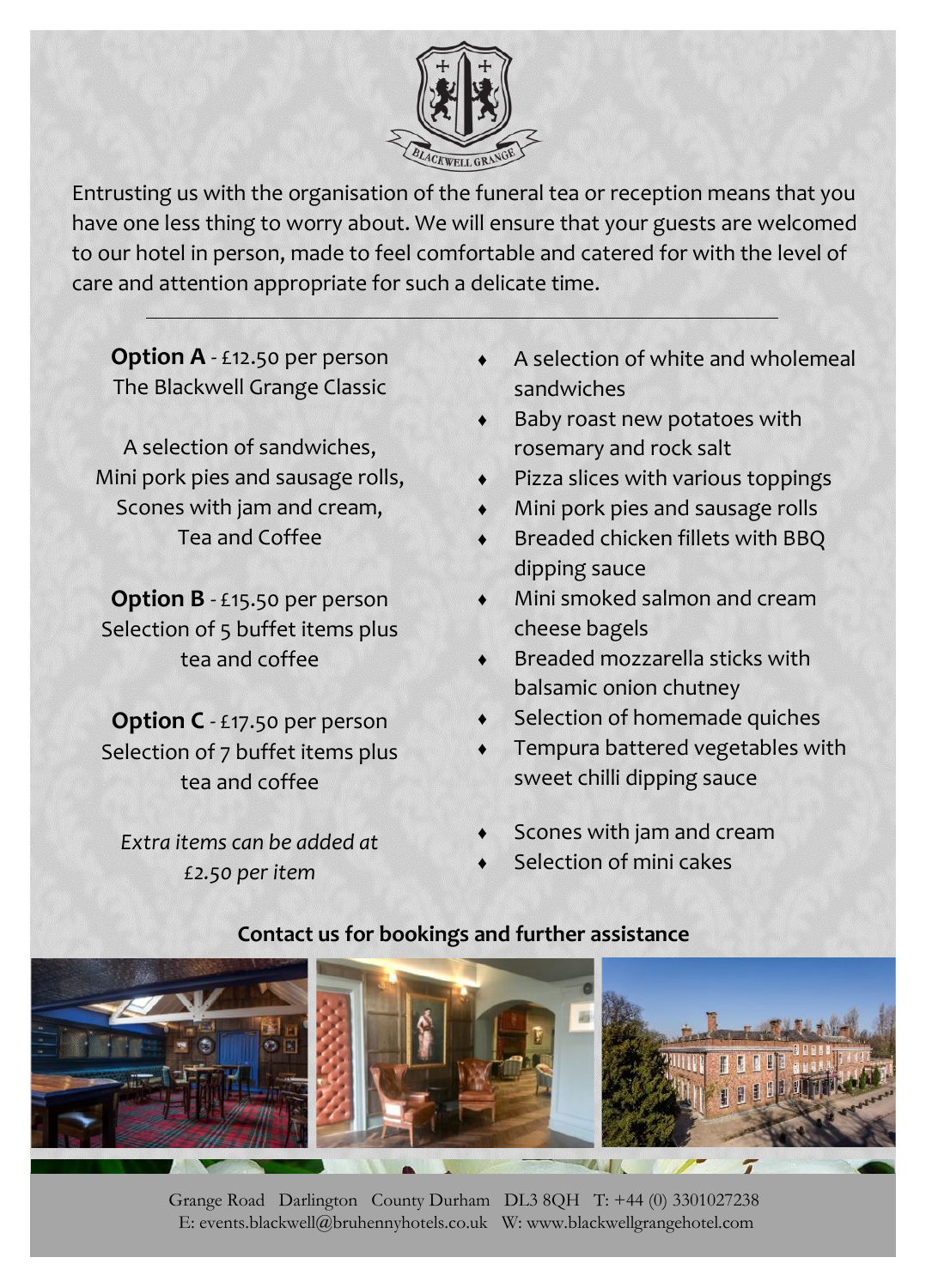Entrusting us with the organisation of the funeral tea or reception means that you have one less thing to worry about. We will ensure that your guests are welcomed to our hotel in person, made to feel comfortable and catered for with the level of care and attention appropriate for such a delicate time.

---

**Option A** - £12.50 per person
The Blackwell Grange Classic

A selection of sandwiches,
Mini pork pies and sausage rolls,
Scones with jam and cream,
Tea and Coffee

**Option B** - £15.50 per person
Selection of 5 buffet items plus tea and coffee

**Option C** - £17.50 per person
Selection of 7 buffet items plus tea and coffee

*Extra items can be added at £2.50 per item*

- A selection of white and wholemeal sandwiches
- Baby roast new potatoes with rosemary and rock salt
- Pizza slices with various toppings
- Mini pork pies and sausage rolls
- Breaded chicken fillets with BBQ dipping sauce
- Mini smoked salmon and cream cheese bagels
- Breaded mozzarella sticks with balsamic onion chutney
- Selection of homemade quiches
- Tempura battered vegetables with sweet chilli dipping sauce

- Scones with jam and cream
- Selection of mini cakes

**Contact us for bookings and further assistance**

Grange Road Darlington County Durham DL3 8QH T: +44 (0) 3301027238
E: events.blackwell@bruhennyhotels.co.uk W: www.blackwellgrangehotel.com